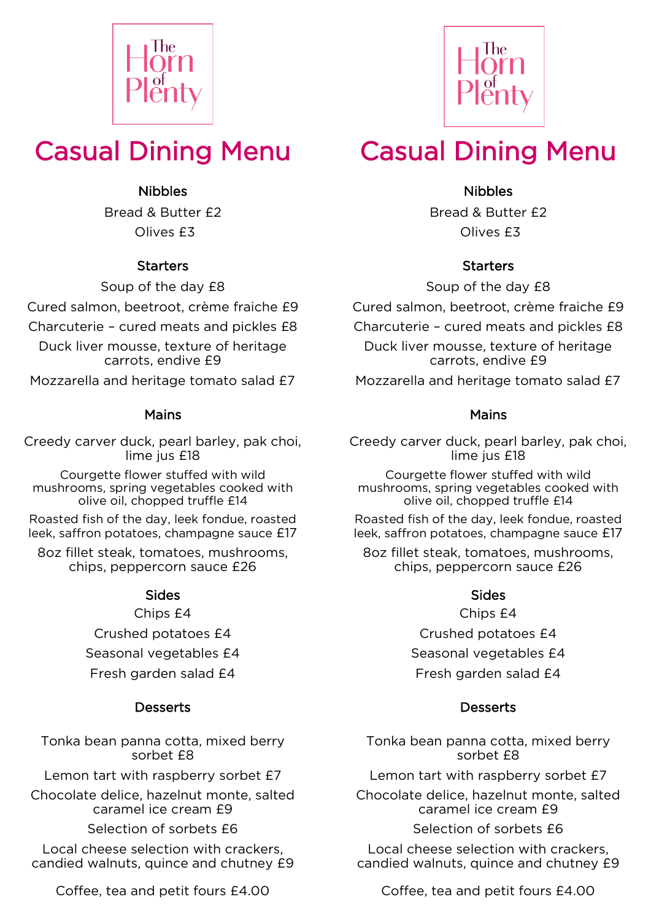The Horn of Plenty

# Casual Dining Menu

### Nibbles

Bread & Butter £2

Olives £3

### Starters

Soup of the day £8

Cured salmon, beetroot, crème fraiche £9

Charcuterie – cured meats and pickles £8

Duck liver mousse, texture of heritage carrots, endive £9

Mozzarella and heritage tomato salad £7

### Mains

Creedy carver duck, pearl barley, pak choi, lime jus £18

Courgette flower stuffed with wild mushrooms, spring vegetables cooked with olive oil, chopped truffle £14

Roasted fish of the day, leek fondue, roasted leek, saffron potatoes, champagne sauce £17

8oz fillet steak, tomatoes, mushrooms, chips, peppercorn sauce £26

### Sides

Chips £4

Crushed potatoes £4

Seasonal vegetables £4

Fresh garden salad £4

### Desserts

Tonka bean panna cotta, mixed berry sorbet £8

Lemon tart with raspberry sorbet £7

Chocolate delice, hazelnut monte, salted caramel ice cream £9

Selection of sorbets £6

Local cheese selection with crackers, candied walnuts, quince and chutney £9

Coffee, tea and petit fours £4.00

The Horn of Plenty

# Casual Dining Menu

### Nibbles

Bread & Butter £2

Olives £3

### Starters

Soup of the day £8

Cured salmon, beetroot, crème fraiche £9

Charcuterie – cured meats and pickles £8

Duck liver mousse, texture of heritage carrots, endive £9

Mozzarella and heritage tomato salad £7

### Mains

Creedy carver duck, pearl barley, pak choi, lime jus £18

Courgette flower stuffed with wild mushrooms, spring vegetables cooked with olive oil, chopped truffle £14

Roasted fish of the day, leek fondue, roasted leek, saffron potatoes, champagne sauce £17

8oz fillet steak, tomatoes, mushrooms, chips, peppercorn sauce £26

### Sides

Chips £4

Crushed potatoes £4

Seasonal vegetables £4

Fresh garden salad £4

### Desserts

Tonka bean panna cotta, mixed berry sorbet £8

Lemon tart with raspberry sorbet £7

Chocolate delice, hazelnut monte, salted caramel ice cream £9

Selection of sorbets £6

Local cheese selection with crackers, candied walnuts, quince and chutney £9

Coffee, tea and petit fours £4.00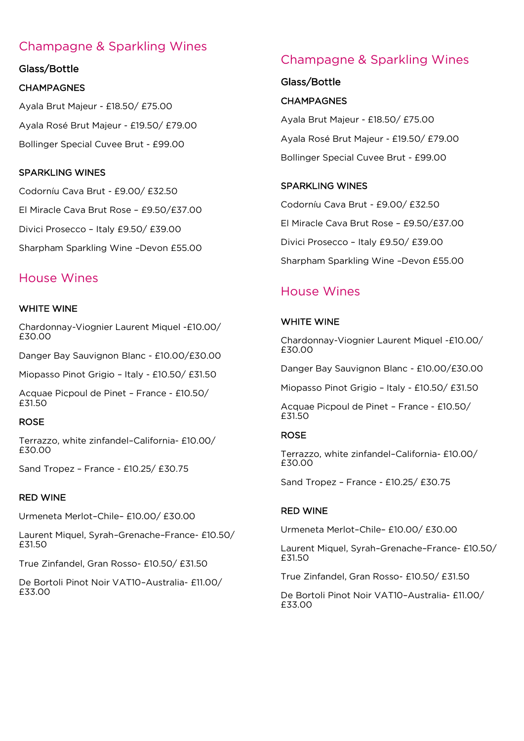## Champagne & Sparkling Wines

### Glass/Bottle

#### CHAMPAGNES

Ayala Brut Majeur - £18.50/ £75.00

Ayala Rosé Brut Majeur - £19.50/ £79.00

Bollinger Special Cuvee Brut - £99.00

#### SPARKLING WINES

Codorníu Cava Brut - £9.00/ £32.50

El Miracle Cava Brut Rose – £9.50/£37.00

Divici Prosecco – Italy £9.50/ £39.00

Sharpham Sparkling Wine –Devon £55.00

## House Wines

#### WHITE WINE

Chardonnay-Viognier Laurent Miquel -£10.00/ £30.00

Danger Bay Sauvignon Blanc - £10.00/£30.00

Miopasso Pinot Grigio – Italy - £10.50/ £31.50

Acquae Picpoul de Pinet – France - £10.50/ £31.50

#### ROSE

Terrazzo, white zinfandel–California- £10.00/ £30.00

Sand Tropez – France - £10.25/ £30.75

#### RED WINE

Urmeneta Merlot–Chile– £10.00/ £30.00

Laurent Miquel, Syrah–Grenache–France- £10.50/ £31.50

True Zinfandel, Gran Rosso- £10.50/ £31.50

De Bortoli Pinot Noir VAT10–Australia- £11.00/ £33.00

## Champagne & Sparkling Wines

### Glass/Bottle

#### CHAMPAGNES

Ayala Brut Majeur - £18.50/ £75.00

Ayala Rosé Brut Majeur - £19.50/ £79.00

Bollinger Special Cuvee Brut - £99.00

#### SPARKLING WINES

Codorníu Cava Brut - £9.00/ £32.50

El Miracle Cava Brut Rose – £9.50/£37.00

Divici Prosecco – Italy £9.50/ £39.00

Sharpham Sparkling Wine –Devon £55.00

## House Wines

#### WHITE WINE

Chardonnay-Viognier Laurent Miquel -£10.00/ £30.00

Danger Bay Sauvignon Blanc - £10.00/£30.00

Miopasso Pinot Grigio – Italy - £10.50/ £31.50

Acquae Picpoul de Pinet – France - £10.50/ £31.50

#### ROSE

Terrazzo, white zinfandel–California- £10.00/ £30.00

Sand Tropez – France - £10.25/ £30.75

#### RED WINE

Urmeneta Merlot–Chile– £10.00/ £30.00

Laurent Miquel, Syrah–Grenache–France- £10.50/ £31.50

True Zinfandel, Gran Rosso- £10.50/ £31.50

De Bortoli Pinot Noir VAT10–Australia- £11.00/ £33.00